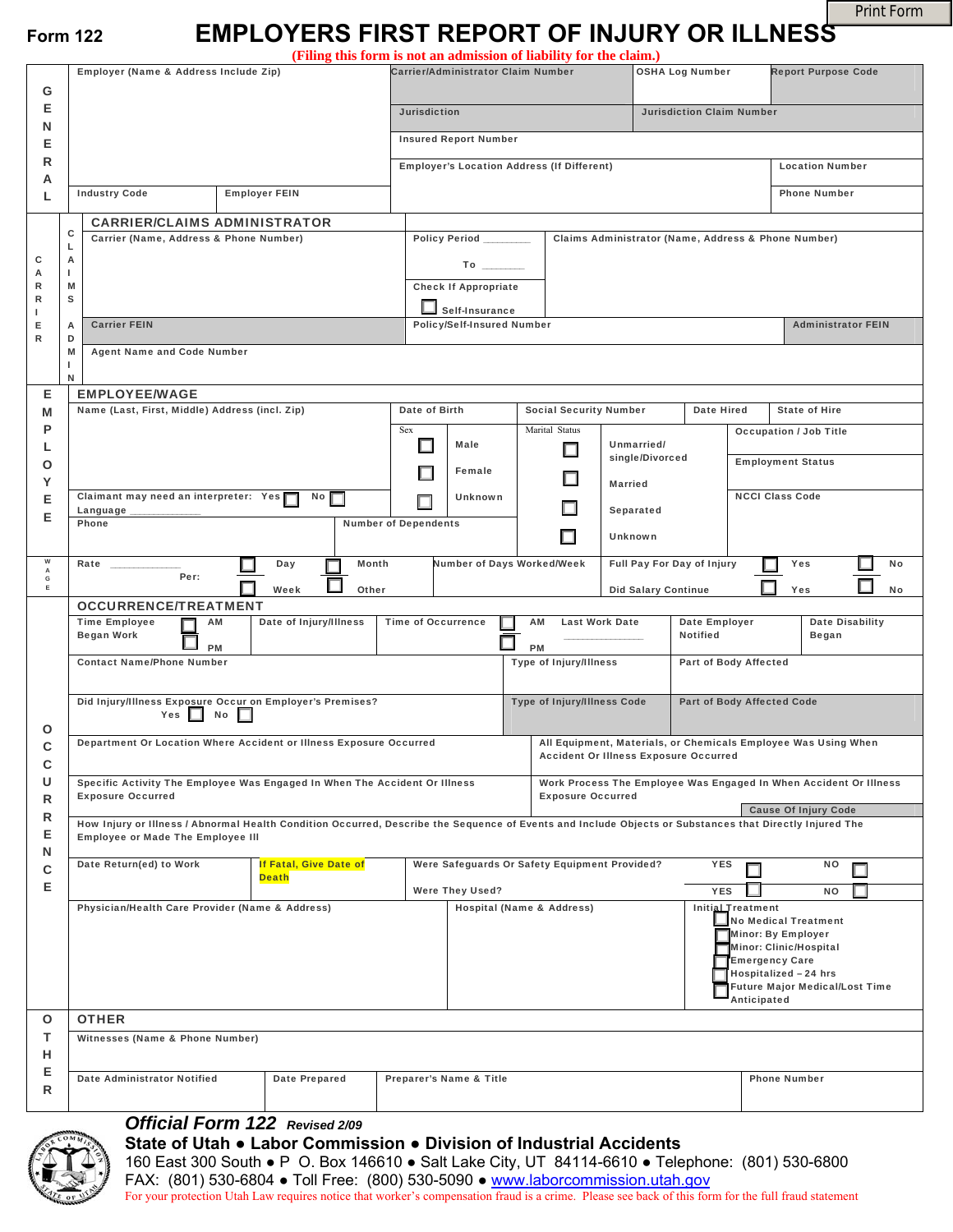Form 122

# EMPLOYERS FIRST REPORT OF INJURY OR ILLNESS

(Filing this form is not an admission of liability for the claim.)

## GENERAL

| Employer (Name & Address Include Zip) | Carrier/Administrator Claim Number | OSHA Log Number | Report Purpose Code |
|---|---|---|---|
| | Jurisdiction | Jurisdiction Claim Number | |
| | Insured Report Number | | |
| | Employer's Location Address (If Different) | | Location Number |
| Industry Code / Employer FEIN | | | Phone Number |

## CARRIER / CLAIMS ADMIN

**CARRIER/CLAIMS ADMINISTRATOR**

| Carrier (Name, Address & Phone Number) | Policy Period ________ To _______ | Claims Administrator (Name, Address & Phone Number) |
|---|---|---|
| | Check If Appropriate ☐ Self-Insurance | |
| Carrier FEIN | Policy/Self-Insured Number | Administrator FEIN |
| Agent Name and Code Number | | |

## EMPLOYEE / WAGE

**EMPLOYEE/WAGE**

| Name (Last, First, Middle) Address (incl. Zip) | Date of Birth | Social Security Number | Date Hired | State of Hire |
|---|---|---|---|---|
| | Sex: ☐ Male ☐ Female ☐ Unknown | Marital Status: ☐ Unmarried/ single/Divorced ☐ Married ☐ Separated ☐ Unknown | Occupation / Job Title | |
| Claimant may need an interpreter: Yes ☐ No ☐ Language ____________ | | | Employment Status | |
| Phone / Number of Dependents | | | NCCI Class Code | |

Rate ____________ Per: ☐ Day ☐ Month ☐ Week ☐ Other

Number of Days Worked/Week

Full Pay For Day of Injury ☐ Yes ☐ No

Did Salary Continue ☐ Yes ☐ No

## OCCURRENCE

**OCCURRENCE/TREATMENT**

| Time Employee Began Work ☐ AM ☐ PM | Date of Injury/Illness | Time of Occurrence ☐ AM ☐ PM | Last Work Date _____________ | Date Employer Notified | Date Disability Began |
|---|---|---|---|---|---|

| Contact Name/Phone Number | Type of Injury/Illness | Part of Body Affected |
|---|---|---|
| Did Injury/Illness Exposure Occur on Employer's Premises? Yes ☐ No ☐ | Type of Injury/Illness Code | Part of Body Affected Code |

| Department Or Location Where Accident or Illness Exposure Occurred | All Equipment, Materials, or Chemicals Employee Was Using When Accident Or Illness Exposure Occurred |
|---|---|
| Specific Activity The Employee Was Engaged In When The Accident Or Illness Exposure Occurred | Work Process The Employee Was Engaged In When Accident Or Illness Exposure Occurred |

Cause Of Injury Code

How Injury or Illness / Abnormal Health Condition Occurred, Describe the Sequence of Events and Include Objects or Substances that Directly Injured The Employee or Made The Employee Ill

| Date Return(ed) to Work | If Fatal, Give Date of Death | Were Safeguards Or Safety Equipment Provided? YES ☐ NO ☐ |
|---|---|---|
| | | Were They Used? YES ☐ NO ☐ |

| Physician/Health Care Provider (Name & Address) | Hospital (Name & Address) | Initial Treatment |
|---|---|---|
| | | ☐ No Medical Treatment<br>☐ Minor: By Employer<br>☐ Minor: Clinic/Hospital<br>☐ Emergency Care<br>☐ Hospitalized – 24 hrs<br>☐ Future Major Medical/Lost Time Anticipated |

## OTHER

**OTHER**

Witnesses (Name & Phone Number)

| Date Administrator Notified | Date Prepared | Preparer's Name & Title | Phone Number |
|---|---|---|---|

***Official Form 122*** *Revised 2/09*

**State of Utah ● Labor Commission ● Division of Industrial Accidents**

160 East 300 South ● P O. Box 146610 ● Salt Lake City, UT 84114-6610 ● Telephone: (801) 530-6800

FAX: (801) 530-6804 ● Toll Free: (800) 530-5090 ● www.laborcommission.utah.gov

For your protection Utah Law requires notice that worker's compensation fraud is a crime. Please see back of this form for the full fraud statement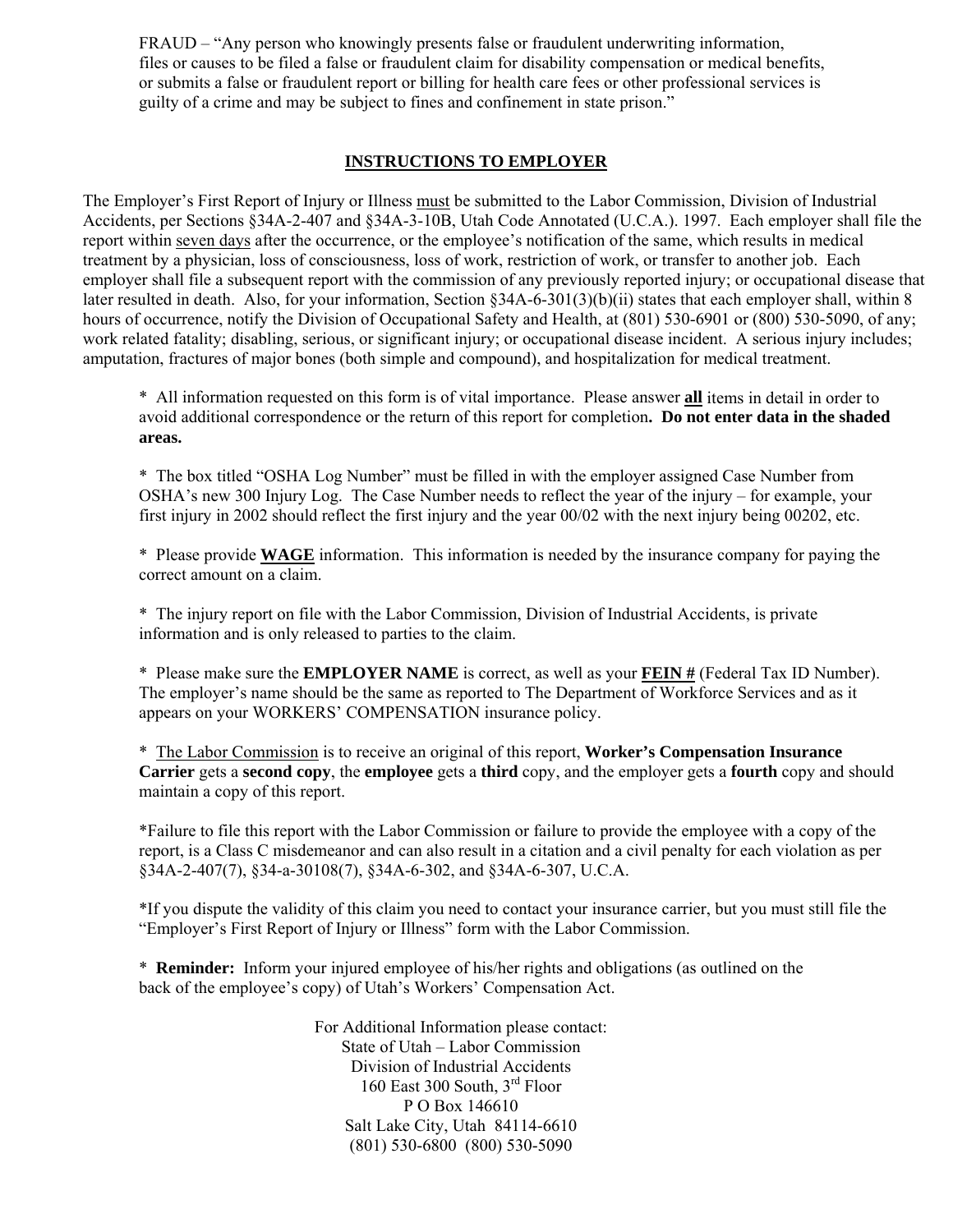FRAUD – "Any person who knowingly presents false or fraudulent underwriting information, files or causes to be filed a false or fraudulent claim for disability compensation or medical benefits, or submits a false or fraudulent report or billing for health care fees or other professional services is guilty of a crime and may be subject to fines and confinement in state prison."

## INSTRUCTIONS TO EMPLOYER

The Employer's First Report of Injury or Illness must be submitted to the Labor Commission, Division of Industrial Accidents, per Sections §34A-2-407 and §34A-3-10B, Utah Code Annotated (U.C.A.). 1997. Each employer shall file the report within seven days after the occurrence, or the employee's notification of the same, which results in medical treatment by a physician, loss of consciousness, loss of work, restriction of work, or transfer to another job. Each employer shall file a subsequent report with the commission of any previously reported injury; or occupational disease that later resulted in death. Also, for your information, Section §34A-6-301(3)(b)(ii) states that each employer shall, within 8 hours of occurrence, notify the Division of Occupational Safety and Health, at (801) 530-6901 or (800) 530-5090, of any; work related fatality; disabling, serious, or significant injury; or occupational disease incident. A serious injury includes; amputation, fractures of major bones (both simple and compound), and hospitalization for medical treatment.

* All information requested on this form is of vital importance. Please answer **all** items in detail in order to avoid additional correspondence or the return of this report for completion**. Do not enter data in the shaded areas.**

* The box titled "OSHA Log Number" must be filled in with the employer assigned Case Number from OSHA's new 300 Injury Log. The Case Number needs to reflect the year of the injury – for example, your first injury in 2002 should reflect the first injury and the year 00/02 with the next injury being 00202, etc.

* Please provide **WAGE** information. This information is needed by the insurance company for paying the correct amount on a claim.

* The injury report on file with the Labor Commission, Division of Industrial Accidents, is private information and is only released to parties to the claim.

* Please make sure the **EMPLOYER NAME** is correct, as well as your **FEIN #** (Federal Tax ID Number). The employer's name should be the same as reported to The Department of Workforce Services and as it appears on your WORKERS' COMPENSATION insurance policy.

* The Labor Commission is to receive an original of this report, **Worker's Compensation Insurance Carrier** gets a **second copy**, the **employee** gets a **third** copy, and the employer gets a **fourth** copy and should maintain a copy of this report.

*Failure to file this report with the Labor Commission or failure to provide the employee with a copy of the report, is a Class C misdemeanor and can also result in a citation and a civil penalty for each violation as per §34A-2-407(7), §34-a-30108(7), §34A-6-302, and §34A-6-307, U.C.A.

*If you dispute the validity of this claim you need to contact your insurance carrier, but you must still file the "Employer's First Report of Injury or Illness" form with the Labor Commission.

* **Reminder:** Inform your injured employee of his/her rights and obligations (as outlined on the back of the employee's copy) of Utah's Workers' Compensation Act.

For Additional Information please contact:
State of Utah – Labor Commission
Division of Industrial Accidents
160 East 300 South, 3rd Floor
P O Box 146610
Salt Lake City, Utah 84114-6610
(801) 530-6800 (800) 530-5090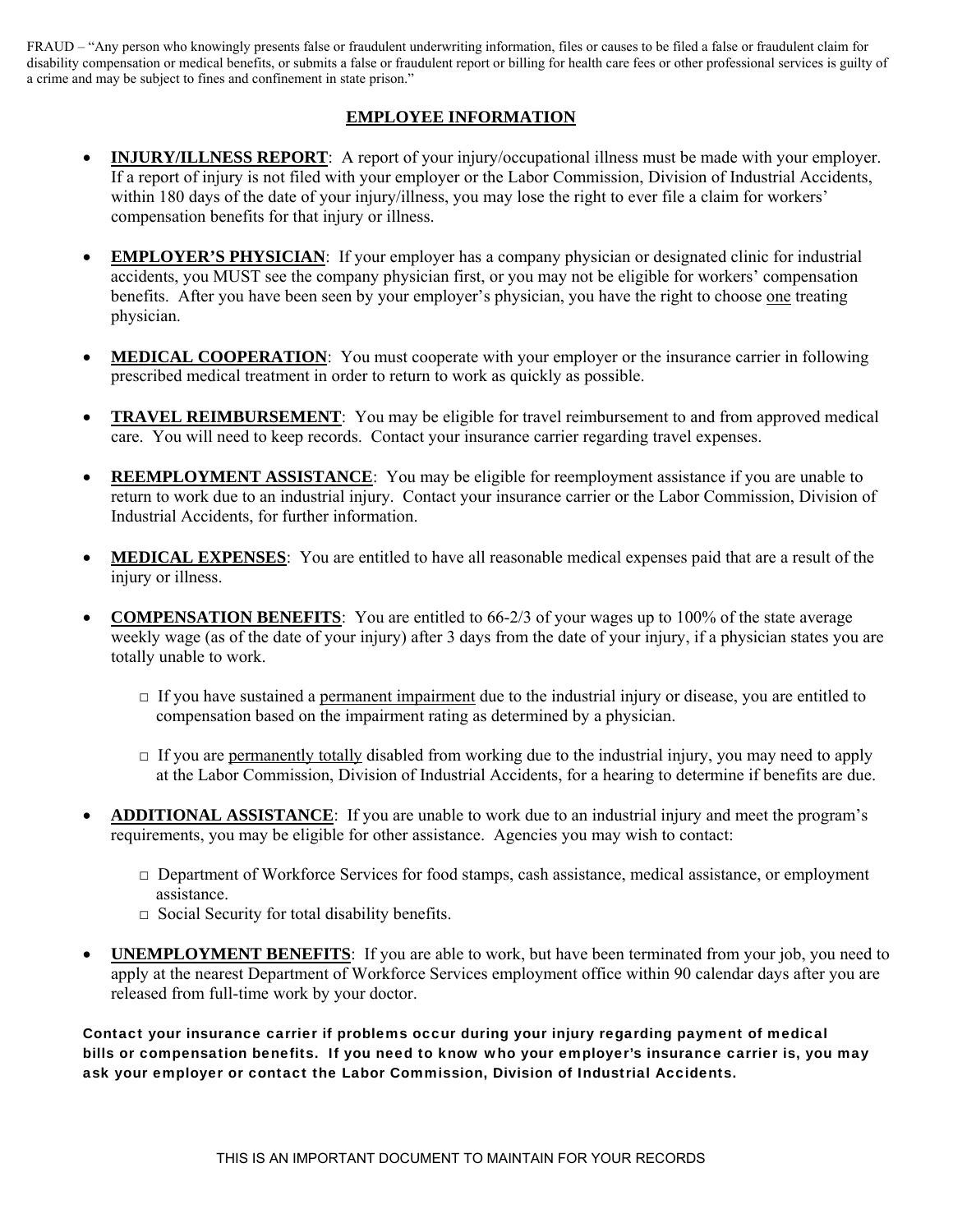FRAUD – "Any person who knowingly presents false or fraudulent underwriting information, files or causes to be filed a false or fraudulent claim for disability compensation or medical benefits, or submits a false or fraudulent report or billing for health care fees or other professional services is guilty of a crime and may be subject to fines and confinement in state prison."

## EMPLOYEE INFORMATION

- **INJURY/ILLNESS REPORT**: A report of your injury/occupational illness must be made with your employer. If a report of injury is not filed with your employer or the Labor Commission, Division of Industrial Accidents, within 180 days of the date of your injury/illness, you may lose the right to ever file a claim for workers' compensation benefits for that injury or illness.

- **EMPLOYER'S PHYSICIAN**: If your employer has a company physician or designated clinic for industrial accidents, you MUST see the company physician first, or you may not be eligible for workers' compensation benefits. After you have been seen by your employer's physician, you have the right to choose one treating physician.

- **MEDICAL COOPERATION**: You must cooperate with your employer or the insurance carrier in following prescribed medical treatment in order to return to work as quickly as possible.

- **TRAVEL REIMBURSEMENT**: You may be eligible for travel reimbursement to and from approved medical care. You will need to keep records. Contact your insurance carrier regarding travel expenses.

- **REEMPLOYMENT ASSISTANCE**: You may be eligible for reemployment assistance if you are unable to return to work due to an industrial injury. Contact your insurance carrier or the Labor Commission, Division of Industrial Accidents, for further information.

- **MEDICAL EXPENSES**: You are entitled to have all reasonable medical expenses paid that are a result of the injury or illness.

- **COMPENSATION BENEFITS**: You are entitled to 66-2/3 of your wages up to 100% of the state average weekly wage (as of the date of your injury) after 3 days from the date of your injury, if a physician states you are totally unable to work.

  - If you have sustained a permanent impairment due to the industrial injury or disease, you are entitled to compensation based on the impairment rating as determined by a physician.

  - If you are permanently totally disabled from working due to the industrial injury, you may need to apply at the Labor Commission, Division of Industrial Accidents, for a hearing to determine if benefits are due.

- **ADDITIONAL ASSISTANCE**: If you are unable to work due to an industrial injury and meet the program's requirements, you may be eligible for other assistance. Agencies you may wish to contact:

  - Department of Workforce Services for food stamps, cash assistance, medical assistance, or employment assistance.
  - Social Security for total disability benefits.

- **UNEMPLOYMENT BENEFITS**: If you are able to work, but have been terminated from your job, you need to apply at the nearest Department of Workforce Services employment office within 90 calendar days after you are released from full-time work by your doctor.

**Contact your insurance carrier if problems occur during your injury regarding payment of medical bills or compensation benefits. If you need to know who your employer's insurance carrier is, you may ask your employer or contact the Labor Commission, Division of Industrial Accidents.**

THIS IS AN IMPORTANT DOCUMENT TO MAINTAIN FOR YOUR RECORDS